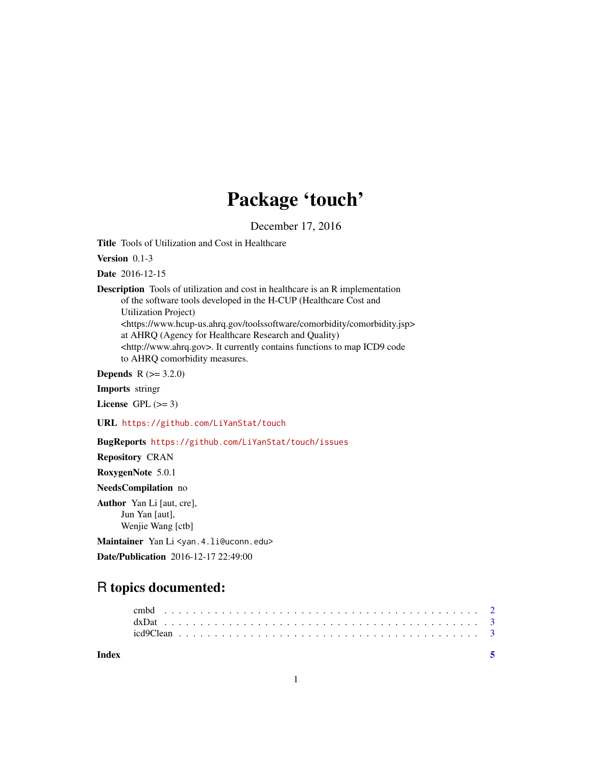# Package 'touch'

December 17, 2016

**Title** Tools of Utilization and Cost in Healthcare

**Version** 0.1-3

**Date** 2016-12-15

**Description** Tools of utilization and cost in healthcare is an R implementation of the software tools developed in the H-CUP (Healthcare Cost and Utilization Project) <https://www.hcup-us.ahrq.gov/toolssoftware/comorbidity/comorbidity.jsp> at AHRQ (Agency for Healthcare Research and Quality) <http://www.ahrq.gov>. It currently contains functions to map ICD9 code to AHRQ comorbidity measures.

**Depends** R (>= 3.2.0)

**Imports** stringr

**License** GPL (>= 3)

**URL** https://github.com/LiYanStat/touch

**BugReports** https://github.com/LiYanStat/touch/issues

**Repository** CRAN

**RoxygenNote** 5.0.1

**NeedsCompilation** no

**Author** Yan Li [aut, cre],
Jun Yan [aut],
Wenjie Wang [ctb]

**Maintainer** Yan Li <yan.4.li@uconn.edu>

**Date/Publication** 2016-12-17 22:49:00

## R topics documented:

- cmbd . . . . . . . . . . . . . . . . . . . . . . . . . . . . . . . . . . . . . . . . . 2
- dxDat . . . . . . . . . . . . . . . . . . . . . . . . . . . . . . . . . . . . . . . . . 3
- icd9Clean . . . . . . . . . . . . . . . . . . . . . . . . . . . . . . . . . . . . . . . 3

**Index** **5**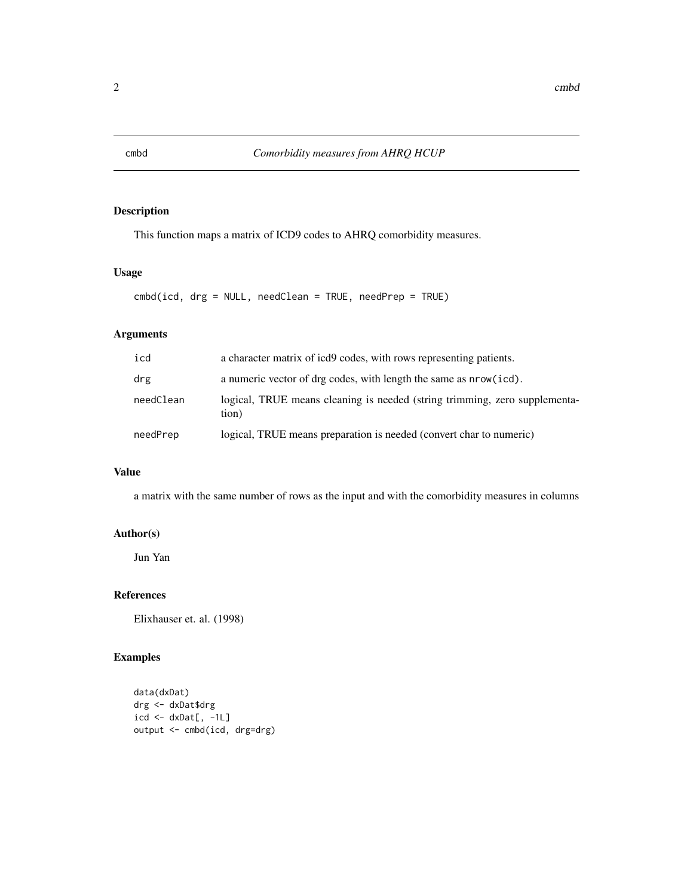# cmbd — *Comorbidity measures from AHRQ HCUP*

## Description

This function maps a matrix of ICD9 codes to AHRQ comorbidity measures.

## Usage

```
cmbd(icd, drg = NULL, needClean = TRUE, needPrep = TRUE)
```

## Arguments

| | |
|---|---|
| `icd` | a character matrix of icd9 codes, with rows representing patients. |
| `drg` | a numeric vector of drg codes, with length the same as `nrow(icd)`. |
| `needClean` | logical, TRUE means cleaning is needed (string trimming, zero supplementation) |
| `needPrep` | logical, TRUE means preparation is needed (convert char to numeric) |

## Value

a matrix with the same number of rows as the input and with the comorbidity measures in columns

## Author(s)

Jun Yan

## References

Elixhauser et. al. (1998)

## Examples

```
data(dxDat)
drg <- dxDat$drg
icd <- dxDat[, -1L]
output <- cmbd(icd, drg=drg)
```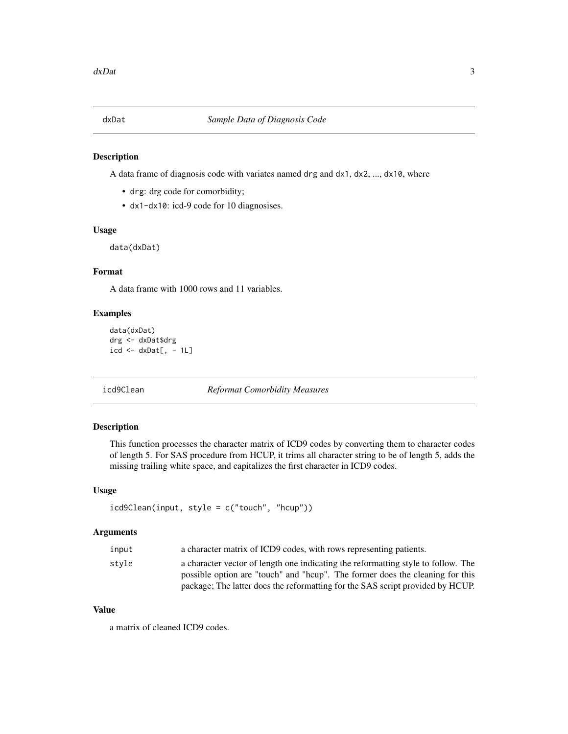## dxDat *Sample Data of Diagnosis Code*

### Description

A data frame of diagnosis code with variates named `drg` and `dx1`, `dx2`, ..., `dx10`, where

- `drg`: drg code for comorbidity;
- `dx1-dx10`: icd-9 code for 10 diagnosises.

### Usage

```
data(dxDat)
```

### Format

A data frame with 1000 rows and 11 variables.

### Examples

```
data(dxDat)
drg <- dxDat$drg
icd <- dxDat[, - 1L]
```

## icd9Clean *Reformat Comorbidity Measures*

### Description

This function processes the character matrix of ICD9 codes by converting them to character codes of length 5. For SAS procedure from HCUP, it trims all character string to be of length 5, adds the missing trailing white space, and capitalizes the first character in ICD9 codes.

### Usage

```
icd9Clean(input, style = c("touch", "hcup"))
```

### Arguments

| | |
|---|---|
| `input` | a character matrix of ICD9 codes, with rows representing patients. |
| `style` | a character vector of length one indicating the reformatting style to follow. The possible option are "touch" and "hcup". The former does the cleaning for this package; The latter does the reformatting for the SAS script provided by HCUP. |

### Value

a matrix of cleaned ICD9 codes.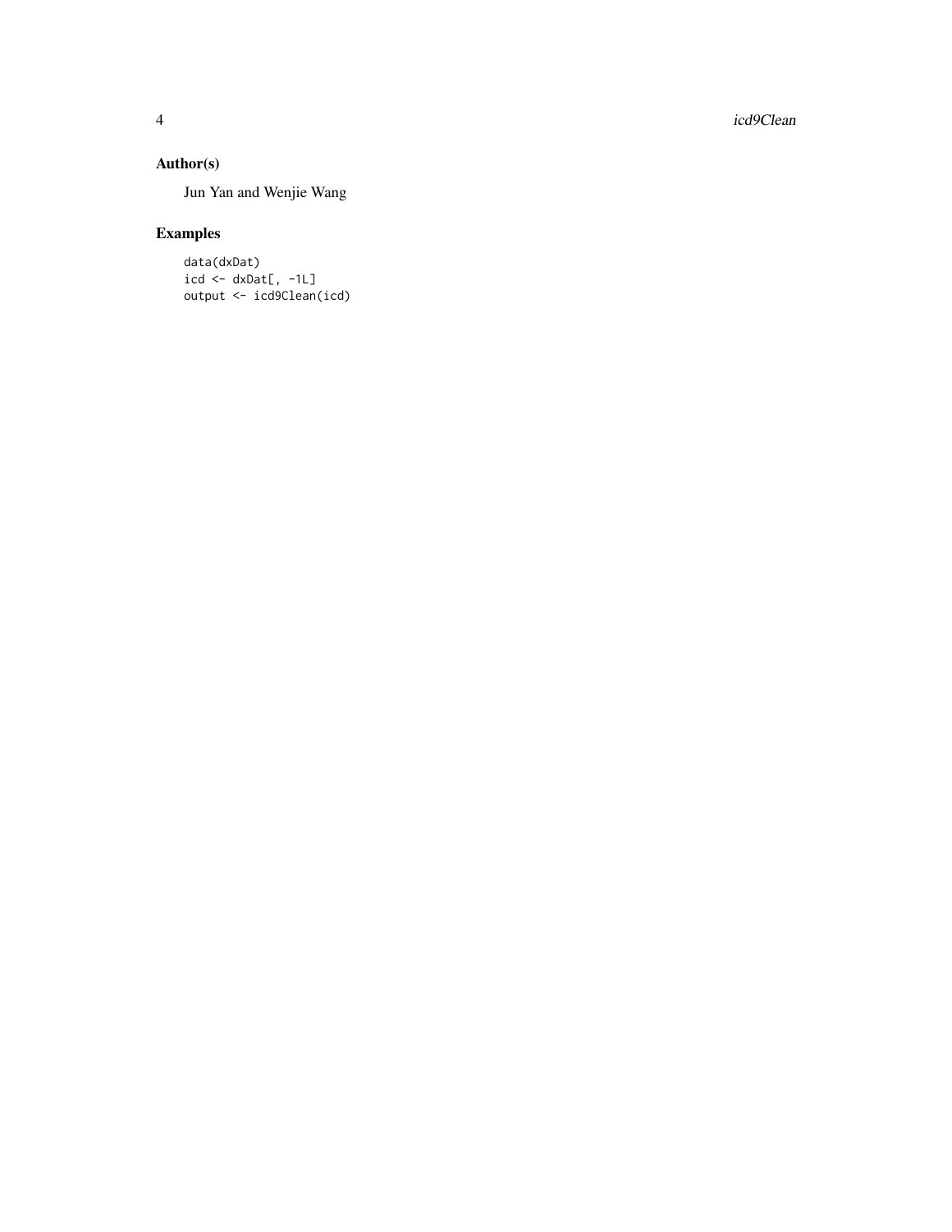## Author(s)

Jun Yan and Wenjie Wang

## Examples

```
data(dxDat)
icd <- dxDat[, -1L]
output <- icd9Clean(icd)
```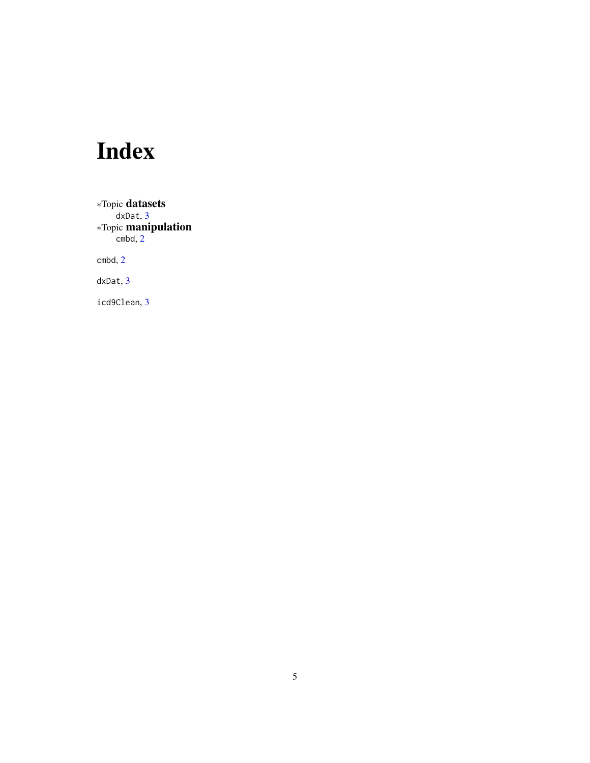# Index

*Topic **datasets**
    `dxDat`, 3
*Topic **manipulation**
    `cmbd`, 2

`cmbd`, 2

`dxDat`, 3

`icd9Clean`, 3